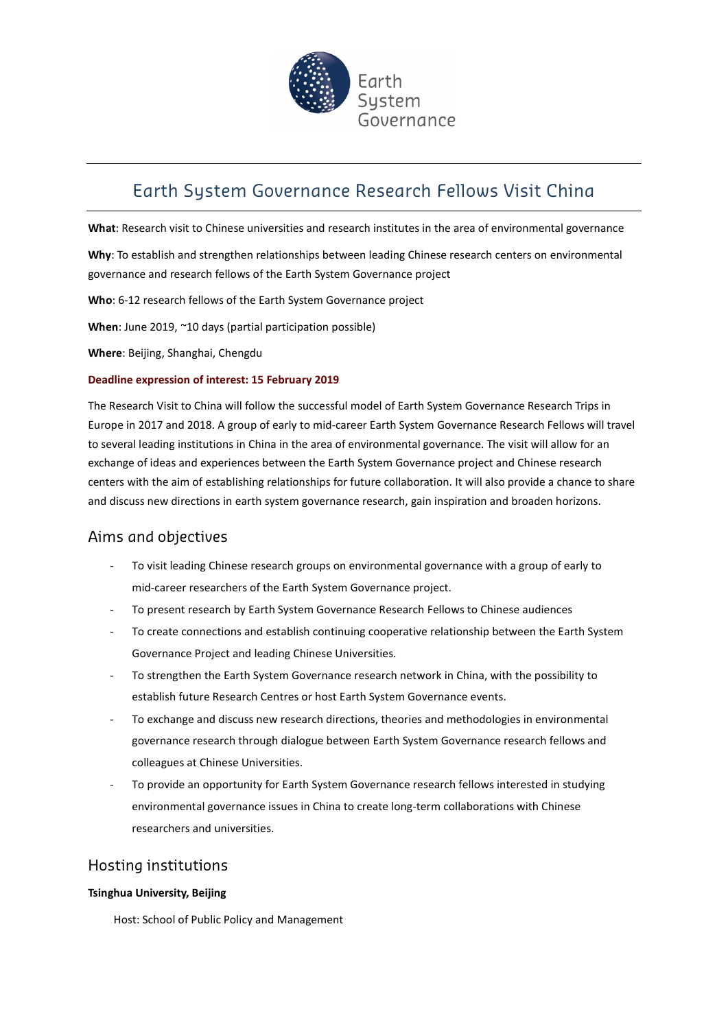Earth System Governance

# Earth System Governance Research Fellows Visit China

**What**: Research visit to Chinese universities and research institutes in the area of environmental governance

**Why**: To establish and strengthen relationships between leading Chinese research centers on environmental governance and research fellows of the Earth System Governance project

**Who**: 6-12 research fellows of the Earth System Governance project

**When**: June 2019, ~10 days (partial participation possible)

**Where**: Beijing, Shanghai, Chengdu

**Deadline expression of interest: 15 February 2019**

The Research Visit to China will follow the successful model of Earth System Governance Research Trips in Europe in 2017 and 2018. A group of early to mid-career Earth System Governance Research Fellows will travel to several leading institutions in China in the area of environmental governance. The visit will allow for an exchange of ideas and experiences between the Earth System Governance project and Chinese research centers with the aim of establishing relationships for future collaboration. It will also provide a chance to share and discuss new directions in earth system governance research, gain inspiration and broaden horizons.

## Aims and objectives

- To visit leading Chinese research groups on environmental governance with a group of early to mid-career researchers of the Earth System Governance project.
- To present research by Earth System Governance Research Fellows to Chinese audiences
- To create connections and establish continuing cooperative relationship between the Earth System Governance Project and leading Chinese Universities.
- To strengthen the Earth System Governance research network in China, with the possibility to establish future Research Centres or host Earth System Governance events.
- To exchange and discuss new research directions, theories and methodologies in environmental governance research through dialogue between Earth System Governance research fellows and colleagues at Chinese Universities.
- To provide an opportunity for Earth System Governance research fellows interested in studying environmental governance issues in China to create long-term collaborations with Chinese researchers and universities.

## Hosting institutions

**Tsinghua University, Beijing**

Host: School of Public Policy and Management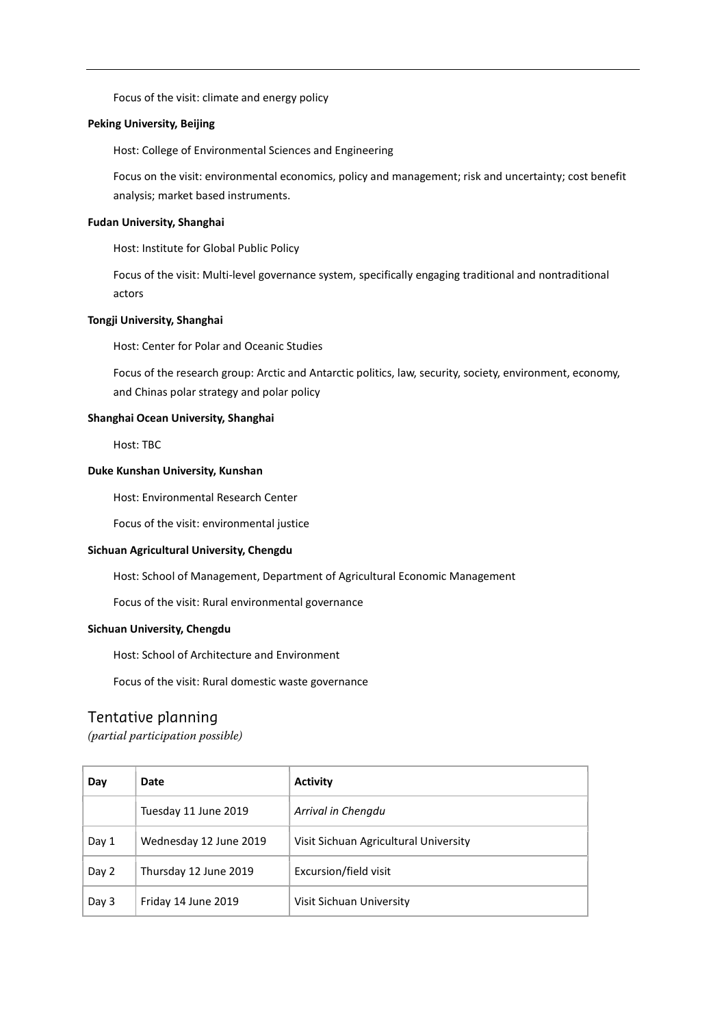Focus of the visit: climate and energy policy

**Peking University, Beijing**

Host: College of Environmental Sciences and Engineering

Focus on the visit: environmental economics, policy and management; risk and uncertainty; cost benefit analysis; market based instruments.

**Fudan University, Shanghai**

Host: Institute for Global Public Policy

Focus of the visit: Multi-level governance system, specifically engaging traditional and nontraditional actors

**Tongji University, Shanghai**

Host: Center for Polar and Oceanic Studies

Focus of the research group: Arctic and Antarctic politics, law, security, society, environment, economy, and Chinas polar strategy and polar policy

**Shanghai Ocean University, Shanghai**

Host: TBC

**Duke Kunshan University, Kunshan**

Host: Environmental Research Center

Focus of the visit: environmental justice

**Sichuan Agricultural University, Chengdu**

Host: School of Management, Department of Agricultural Economic Management

Focus of the visit: Rural environmental governance

**Sichuan University, Chengdu**

Host: School of Architecture and Environment

Focus of the visit: Rural domestic waste governance

## Tentative planning

*(partial participation possible)*

| Day | Date | Activity |
|---|---|---|
| | Tuesday 11 June 2019 | *Arrival in Chengdu* |
| Day 1 | Wednesday 12 June 2019 | Visit Sichuan Agricultural University |
| Day 2 | Thursday 12 June 2019 | Excursion/field visit |
| Day 3 | Friday 14 June 2019 | Visit Sichuan University |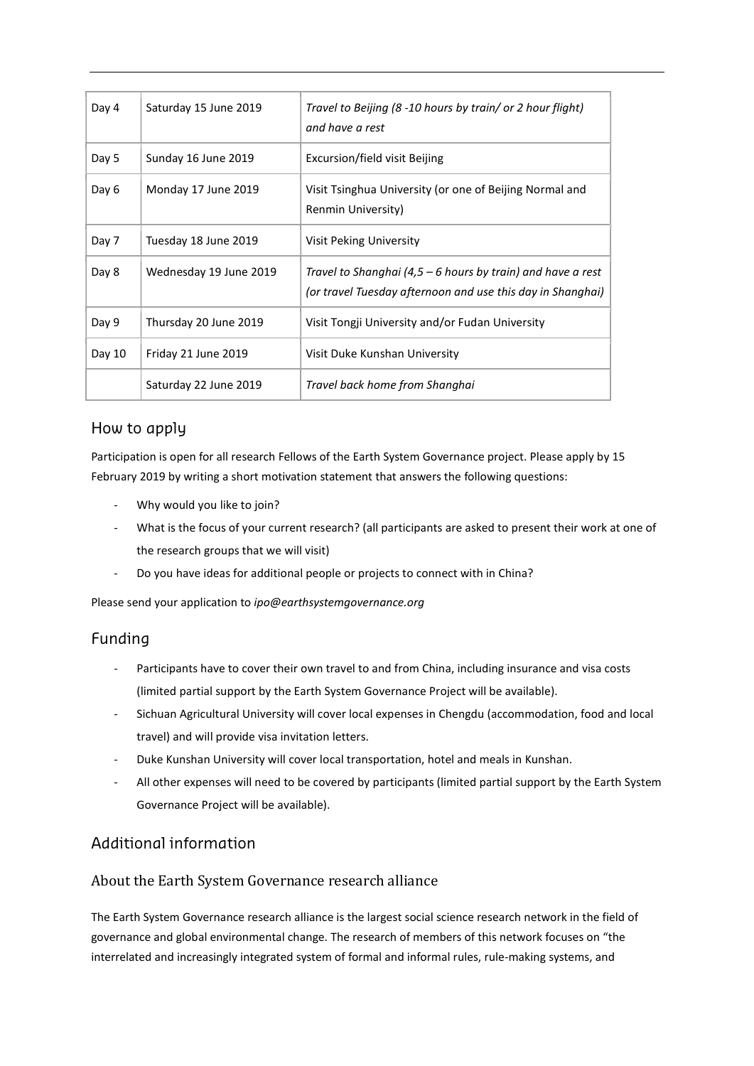| Day 4 | Saturday 15 June 2019 | *Travel to Beijing (8 -10 hours by train/ or 2 hour flight) and have a rest* |
|---|---|---|
| Day 5 | Sunday 16 June 2019 | Excursion/field visit Beijing |
| Day 6 | Monday 17 June 2019 | Visit Tsinghua University (or one of Beijing Normal and Renmin University) |
| Day 7 | Tuesday 18 June 2019 | Visit Peking University |
| Day 8 | Wednesday 19 June 2019 | *Travel to Shanghai (4,5 – 6 hours by train) and have a rest (or travel Tuesday afternoon and use this day in Shanghai)* |
| Day 9 | Thursday 20 June 2019 | Visit Tongji University and/or Fudan University |
| Day 10 | Friday 21 June 2019 | Visit Duke Kunshan University |
| | Saturday 22 June 2019 | *Travel back home from Shanghai* |

## How to apply

Participation is open for all research Fellows of the Earth System Governance project. Please apply by 15 February 2019 by writing a short motivation statement that answers the following questions:

- Why would you like to join?
- What is the focus of your current research? (all participants are asked to present their work at one of the research groups that we will visit)
- Do you have ideas for additional people or projects to connect with in China?

Please send your application to *ipo@earthsystemgovernance.org*

## Funding

- Participants have to cover their own travel to and from China, including insurance and visa costs (limited partial support by the Earth System Governance Project will be available).
- Sichuan Agricultural University will cover local expenses in Chengdu (accommodation, food and local travel) and will provide visa invitation letters.
- Duke Kunshan University will cover local transportation, hotel and meals in Kunshan.
- All other expenses will need to be covered by participants (limited partial support by the Earth System Governance Project will be available).

## Additional information

### About the Earth System Governance research alliance

The Earth System Governance research alliance is the largest social science research network in the field of governance and global environmental change. The research of members of this network focuses on "the interrelated and increasingly integrated system of formal and informal rules, rule-making systems, and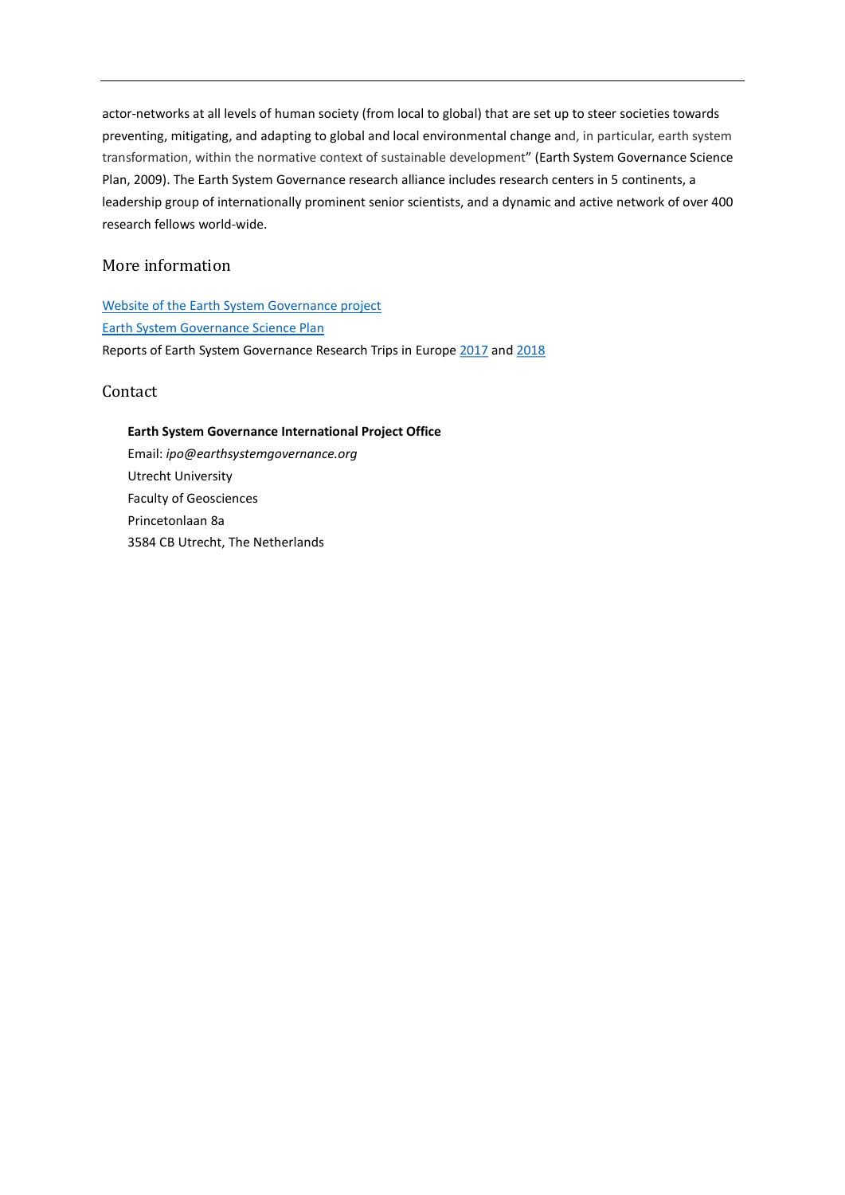actor-networks at all levels of human society (from local to global) that are set up to steer societies towards preventing, mitigating, and adapting to global and local environmental change and, in particular, earth system transformation, within the normative context of sustainable development" (Earth System Governance Science Plan, 2009). The Earth System Governance research alliance includes research centers in 5 continents, a leadership group of internationally prominent senior scientists, and a dynamic and active network of over 400 research fellows world-wide.

## More information

[Website of the Earth System Governance project]

[Earth System Governance Science Plan]

Reports of Earth System Governance Research Trips in Europe [2017] and [2018]

## Contact

**Earth System Governance International Project Office**
Email: *ipo@earthsystemgovernance.org*
Utrecht University
Faculty of Geosciences
Princetonlaan 8a
3584 CB Utrecht, The Netherlands